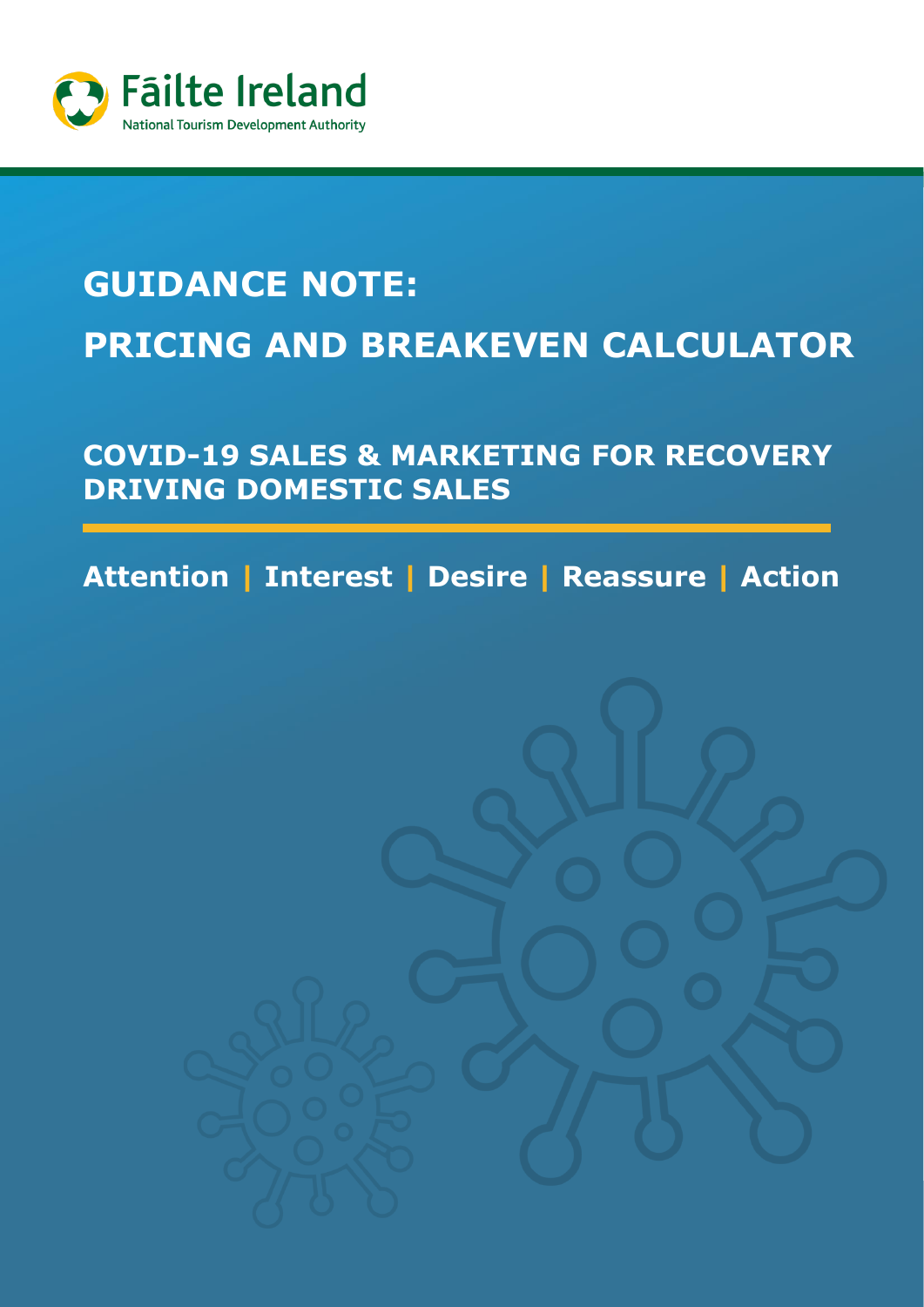Fāilte Ireland

National Tourism Development Authority

# GUIDANCE NOTE:
# PRICING AND BREAKEVEN CALCULATOR

## COVID-19 SALES & MARKETING FOR RECOVERY DRIVING DOMESTIC SALES

**Attention | Interest | Desire | Reassure | Action**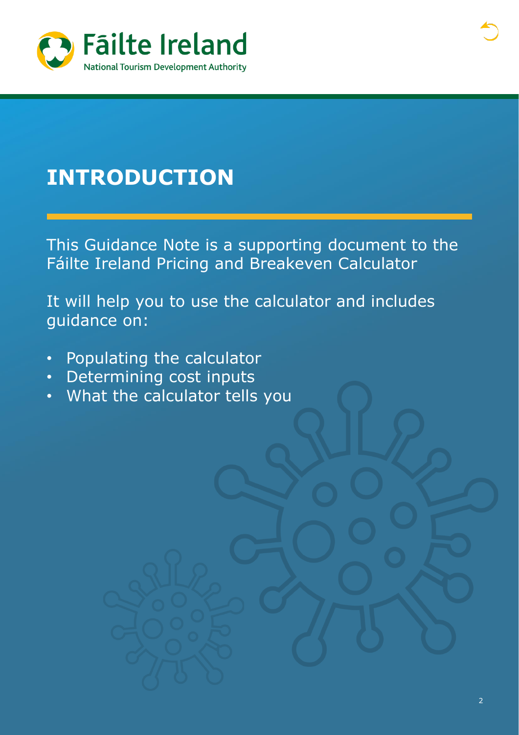# INTRODUCTION

This Guidance Note is a supporting document to the Fáilte Ireland Pricing and Breakeven Calculator

It will help you to use the calculator and includes guidance on:

- Populating the calculator
- Determining cost inputs
- What the calculator tells you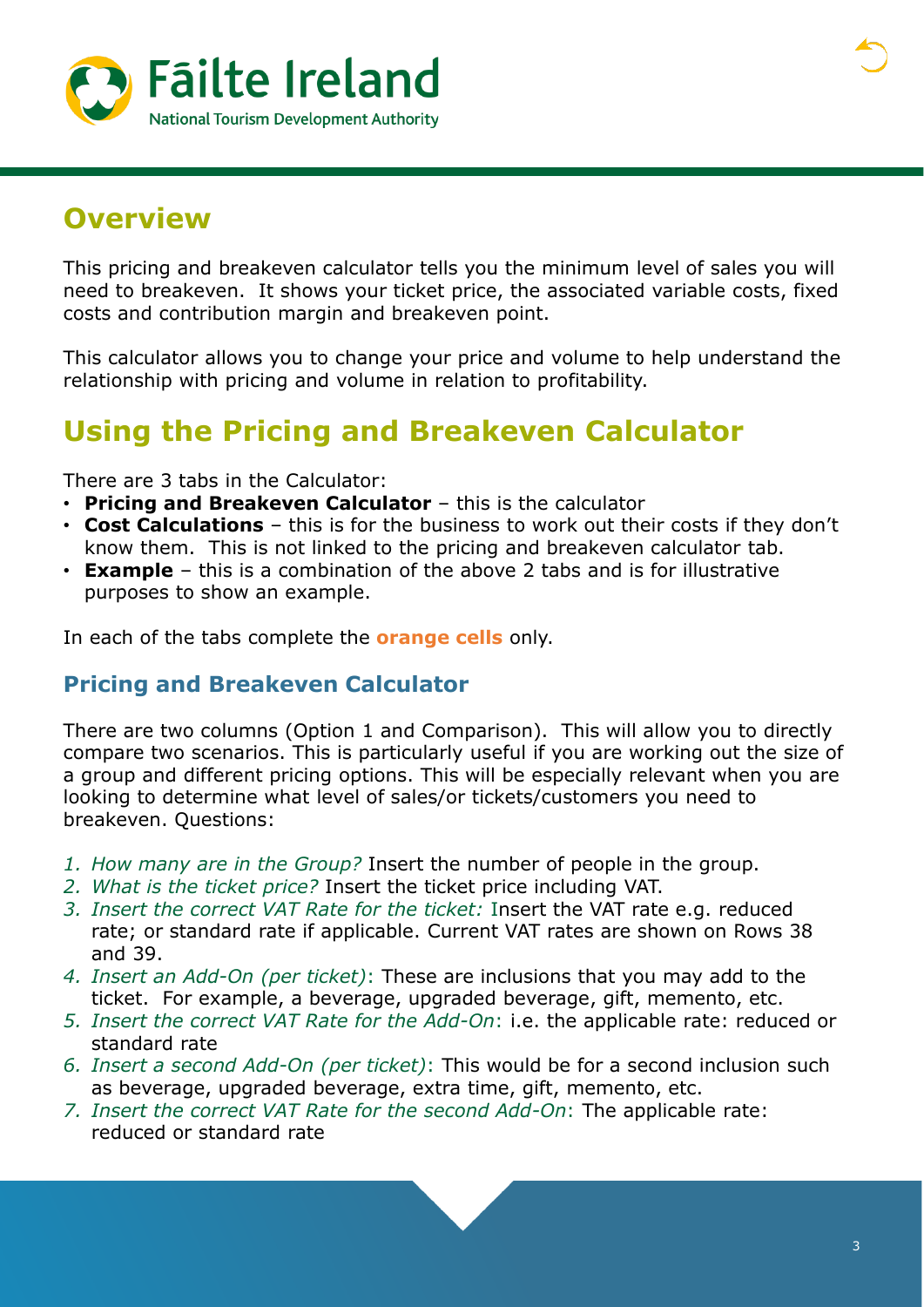## Overview

This pricing and breakeven calculator tells you the minimum level of sales you will need to breakeven. It shows your ticket price, the associated variable costs, fixed costs and contribution margin and breakeven point.

This calculator allows you to change your price and volume to help understand the relationship with pricing and volume in relation to profitability.

## Using the Pricing and Breakeven Calculator

There are 3 tabs in the Calculator:

- **Pricing and Breakeven Calculator** – this is the calculator
- **Cost Calculations** – this is for the business to work out their costs if they don't know them. This is not linked to the pricing and breakeven calculator tab.
- **Example** – this is a combination of the above 2 tabs and is for illustrative purposes to show an example.

In each of the tabs complete the **orange cells** only.

### Pricing and Breakeven Calculator

There are two columns (Option 1 and Comparison). This will allow you to directly compare two scenarios. This is particularly useful if you are working out the size of a group and different pricing options. This will be especially relevant when you are looking to determine what level of sales/or tickets/customers you need to breakeven. Questions:

1. *How many are in the Group?* Insert the number of people in the group.
2. *What is the ticket price?* Insert the ticket price including VAT.
3. *Insert the correct VAT Rate for the ticket:* Insert the VAT rate e.g. reduced rate; or standard rate if applicable. Current VAT rates are shown on Rows 38 and 39.
4. *Insert an Add-On (per ticket)*: These are inclusions that you may add to the ticket. For example, a beverage, upgraded beverage, gift, memento, etc.
5. *Insert the correct VAT Rate for the Add-On*: i.e. the applicable rate: reduced or standard rate
6. *Insert a second Add-On (per ticket)*: This would be for a second inclusion such as beverage, upgraded beverage, extra time, gift, memento, etc.
7. *Insert the correct VAT Rate for the second Add-On*: The applicable rate: reduced or standard rate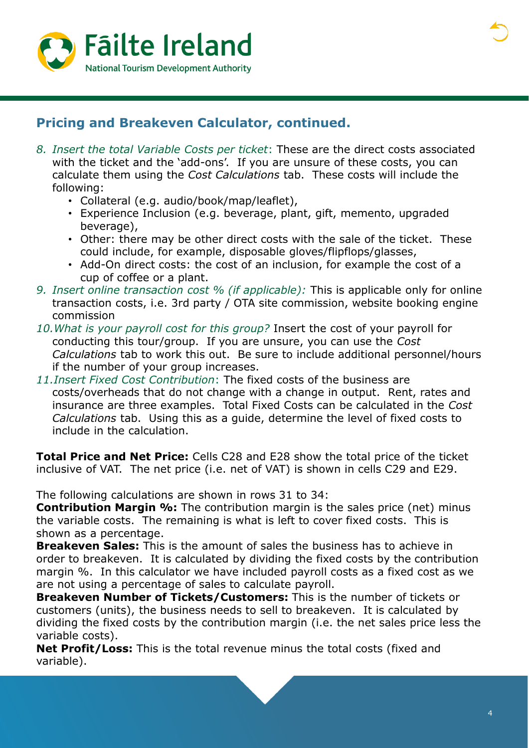## Pricing and Breakeven Calculator, continued.

8. *Insert the total Variable Costs per ticket*: These are the direct costs associated with the ticket and the 'add-ons'. If you are unsure of these costs, you can calculate them using the *Cost Calculations* tab. These costs will include the following:
   - Collateral (e.g. audio/book/map/leaflet),
   - Experience Inclusion (e.g. beverage, plant, gift, memento, upgraded beverage),
   - Other: there may be other direct costs with the sale of the ticket. These could include, for example, disposable gloves/flipflops/glasses,
   - Add-On direct costs: the cost of an inclusion, for example the cost of a cup of coffee or a plant.
9. *Insert online transaction cost % (if applicable):* This is applicable only for online transaction costs, i.e. 3rd party / OTA site commission, website booking engine commission
10. *What is your payroll cost for this group?* Insert the cost of your payroll for conducting this tour/group. If you are unsure, you can use the *Cost Calculations* tab to work this out. Be sure to include additional personnel/hours if the number of your group increases.
11. *Insert Fixed Cost Contribution*: The fixed costs of the business are costs/overheads that do not change with a change in output. Rent, rates and insurance are three examples. Total Fixed Costs can be calculated in the *Cost Calculations* tab. Using this as a guide, determine the level of fixed costs to include in the calculation.

**Total Price and Net Price:** Cells C28 and E28 show the total price of the ticket inclusive of VAT. The net price (i.e. net of VAT) is shown in cells C29 and E29.

The following calculations are shown in rows 31 to 34:

**Contribution Margin %:** The contribution margin is the sales price (net) minus the variable costs. The remaining is what is left to cover fixed costs. This is shown as a percentage.

**Breakeven Sales:** This is the amount of sales the business has to achieve in order to breakeven. It is calculated by dividing the fixed costs by the contribution margin %. In this calculator we have included payroll costs as a fixed cost as we are not using a percentage of sales to calculate payroll.

**Breakeven Number of Tickets/Customers:** This is the number of tickets or customers (units), the business needs to sell to breakeven. It is calculated by dividing the fixed costs by the contribution margin (i.e. the net sales price less the variable costs).

**Net Profit/Loss:** This is the total revenue minus the total costs (fixed and variable).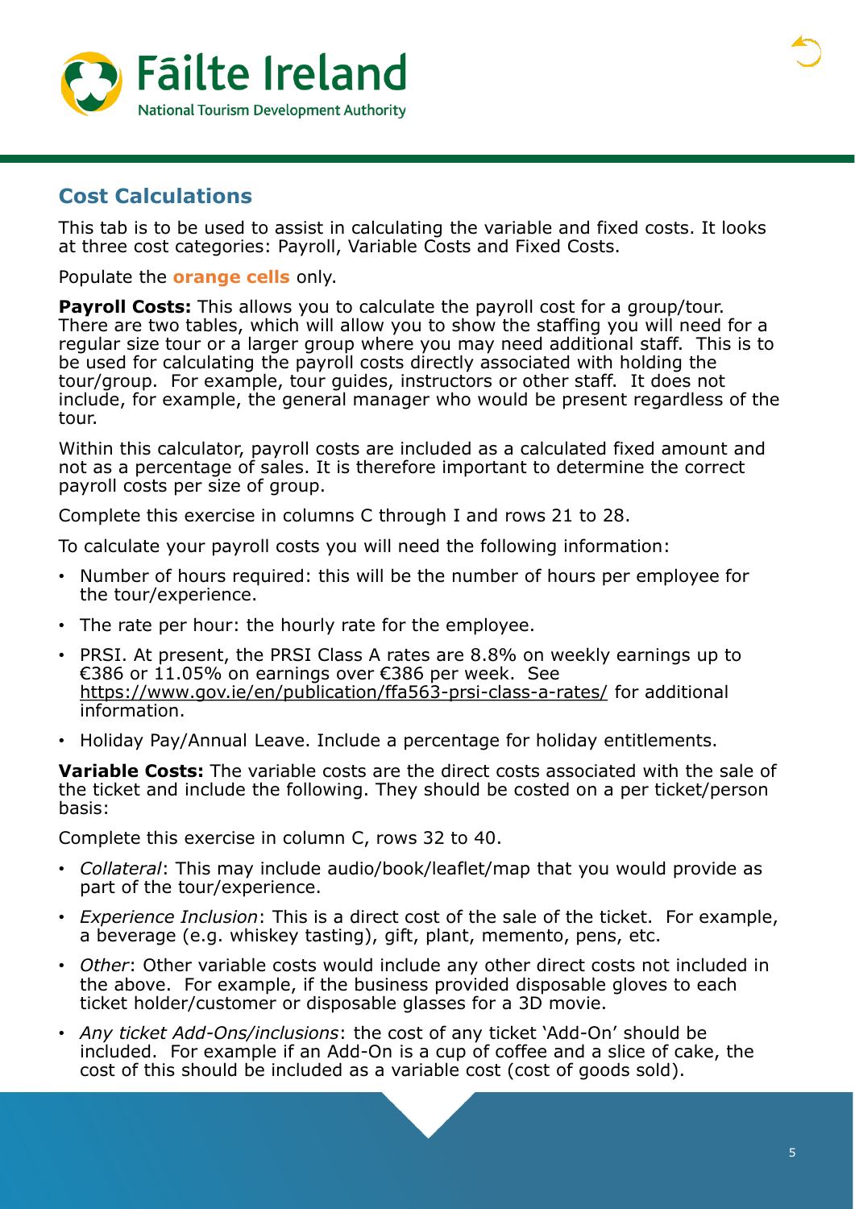## Cost Calculations

This tab is to be used to assist in calculating the variable and fixed costs. It looks at three cost categories: Payroll, Variable Costs and Fixed Costs.

Populate the **orange cells** only.

**Payroll Costs:** This allows you to calculate the payroll cost for a group/tour. There are two tables, which will allow you to show the staffing you will need for a regular size tour or a larger group where you may need additional staff. This is to be used for calculating the payroll costs directly associated with holding the tour/group. For example, tour guides, instructors or other staff. It does not include, for example, the general manager who would be present regardless of the tour.

Within this calculator, payroll costs are included as a calculated fixed amount and not as a percentage of sales. It is therefore important to determine the correct payroll costs per size of group.

Complete this exercise in columns C through I and rows 21 to 28.

To calculate your payroll costs you will need the following information:

- Number of hours required: this will be the number of hours per employee for the tour/experience.
- The rate per hour: the hourly rate for the employee.
- PRSI. At present, the PRSI Class A rates are 8.8% on weekly earnings up to €386 or 11.05% on earnings over €386 per week. See https://www.gov.ie/en/publication/ffa563-prsi-class-a-rates/ for additional information.
- Holiday Pay/Annual Leave. Include a percentage for holiday entitlements.

**Variable Costs:** The variable costs are the direct costs associated with the sale of the ticket and include the following. They should be costed on a per ticket/person basis:

Complete this exercise in column C, rows 32 to 40.

- *Collateral*: This may include audio/book/leaflet/map that you would provide as part of the tour/experience.
- *Experience Inclusion*: This is a direct cost of the sale of the ticket. For example, a beverage (e.g. whiskey tasting), gift, plant, memento, pens, etc.
- *Other*: Other variable costs would include any other direct costs not included in the above. For example, if the business provided disposable gloves to each ticket holder/customer or disposable glasses for a 3D movie.
- *Any ticket Add-Ons/inclusions*: the cost of any ticket 'Add-On' should be included. For example if an Add-On is a cup of coffee and a slice of cake, the cost of this should be included as a variable cost (cost of goods sold).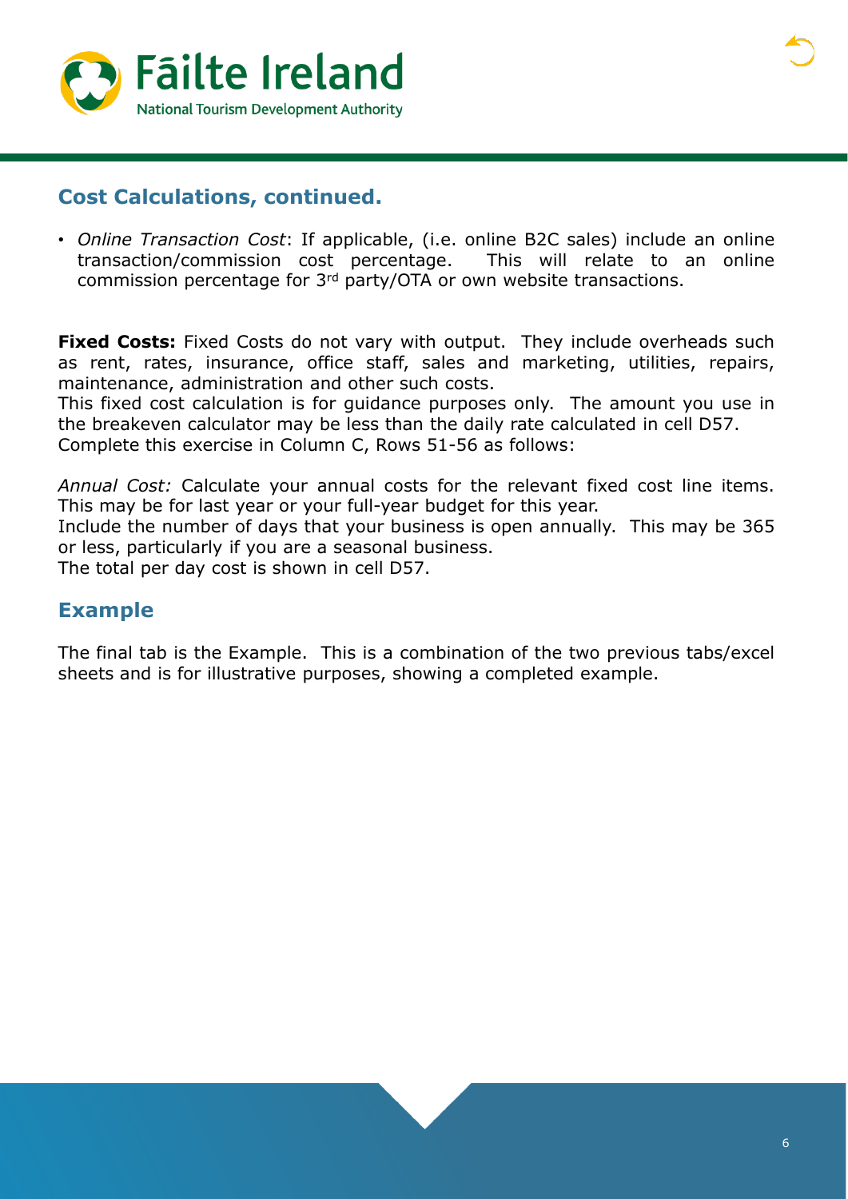## Cost Calculations, continued.

- *Online Transaction Cost*: If applicable, (i.e. online B2C sales) include an online transaction/commission cost percentage. This will relate to an online commission percentage for 3rd party/OTA or own website transactions.

**Fixed Costs:** Fixed Costs do not vary with output. They include overheads such as rent, rates, insurance, office staff, sales and marketing, utilities, repairs, maintenance, administration and other such costs.
This fixed cost calculation is for guidance purposes only. The amount you use in the breakeven calculator may be less than the daily rate calculated in cell D57.
Complete this exercise in Column C, Rows 51-56 as follows:

*Annual Cost:* Calculate your annual costs for the relevant fixed cost line items. This may be for last year or your full-year budget for this year.
Include the number of days that your business is open annually. This may be 365 or less, particularly if you are a seasonal business.
The total per day cost is shown in cell D57.

## Example

The final tab is the Example. This is a combination of the two previous tabs/excel sheets and is for illustrative purposes, showing a completed example.